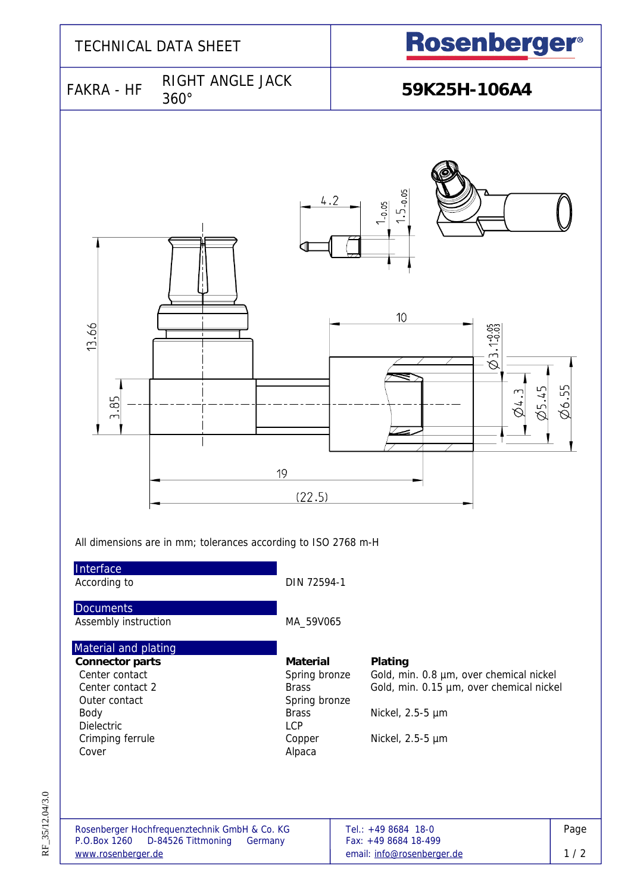# TECHNICAL DATA SHEET

**Rosenberger**

FAKRA - HF RIGHT ANGLE JACK 360°

## 59K25H-106A4

All dimensions are in mm; tolerances according to ISO 2768 m-H

### Interface

| | |
|---|---|
| According to | DIN 72594-1 |

### Documents

| | |
|---|---|
| Assembly instruction | MA_59V065 |

### Material and plating

| Connector parts | Material | Plating |
|---|---|---|
| Center contact | Spring bronze | Gold, min. 0.8 µm, over chemical nickel |
| Center contact 2 | Brass | Gold, min. 0.15 µm, over chemical nickel |
| Outer contact | Spring bronze | |
| Body | Brass | Nickel, 2.5-5 µm |
| Dielectric | LCP | |
| Crimping ferrule | Copper | Nickel, 2.5-5 µm |
| Cover | Alpaca | |

Rosenberger Hochfrequenztechnik GmbH & Co. KG
P.O.Box 1260 D-84526 Tittmoning Germany
www.rosenberger.de

Tel.: +49 8684 18-0
Fax: +49 8684 18-499
email: info@rosenberger.de

RF_35/12.04/3.0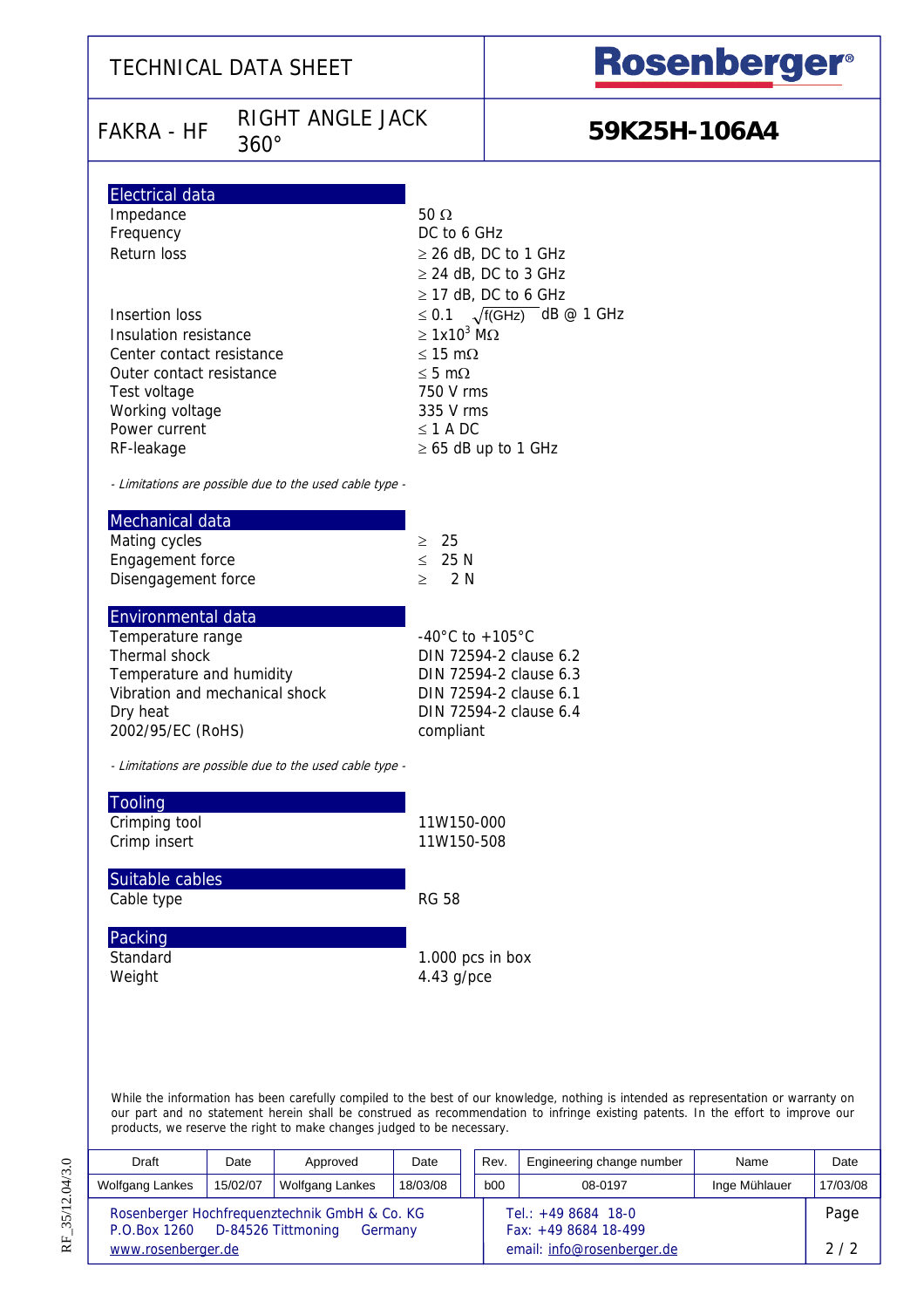# TECHNICAL DATA SHEET

**Rosenberger®**

FAKRA - HF | RIGHT ANGLE JACK 360°

## 59K25H-106A4

## Electrical data

| | |
|---|---|
| Impedance | 50 Ω |
| Frequency | DC to 6 GHz |
| Return loss | ≥ 26 dB, DC to 1 GHz |
| | ≥ 24 dB, DC to 3 GHz |
| | ≥ 17 dB, DC to 6 GHz |
| Insertion loss | $\leq 0.1 \sqrt{f(GHz)}$ dB @ 1 GHz |
| Insulation resistance | $\geq 1x10^3$ MΩ |
| Center contact resistance | ≤ 15 mΩ |
| Outer contact resistance | ≤ 5 mΩ |
| Test voltage | 750 V rms |
| Working voltage | 335 V rms |
| Power current | ≤ 1 A DC |
| RF-leakage | ≥ 65 dB up to 1 GHz |

*- Limitations are possible due to the used cable type -*

## Mechanical data

| | |
|---|---|
| Mating cycles | ≥ 25 |
| Engagement force | ≤ 25 N |
| Disengagement force | ≥ 2 N |

## Environmental data

| | |
|---|---|
| Temperature range | -40°C to +105°C |
| Thermal shock | DIN 72594-2 clause 6.2 |
| Temperature and humidity | DIN 72594-2 clause 6.3 |
| Vibration and mechanical shock | DIN 72594-2 clause 6.1 |
| Dry heat | DIN 72594-2 clause 6.4 |
| 2002/95/EC (RoHS) | compliant |

*- Limitations are possible due to the used cable type -*

## Tooling

| | |
|---|---|
| Crimping tool | 11W150-000 |
| Crimp insert | 11W150-508 |

## Suitable cables

| | |
|---|---|
| Cable type | RG 58 |

## Packing

| | |
|---|---|
| Standard | 1.000 pcs in box |
| Weight | 4.43 g/pce |

While the information has been carefully compiled to the best of our knowledge, nothing is intended as representation or warranty on our part and no statement herein shall be construed as recommendation to infringe existing patents. In the effort to improve our products, we reserve the right to make changes judged to be necessary.

| Draft | Date | Approved | Date | Rev. | Engineering change number | Name | Date |
|---|---|---|---|---|---|---|---|
| Wolfgang Lankes | 15/02/07 | Wolfgang Lankes | 18/03/08 | b00 | 08-0197 | Inge Mühlauer | 17/03/08 |

Rosenberger Hochfrequenztechnik GmbH & Co. KG
P.O.Box 1260 D-84526 Tittmoning Germany
www.rosenberger.de

Tel.: +49 8684 18-0
Fax: +49 8684 18-499
email: info@rosenberger.de

RF_35/12.04/3.0